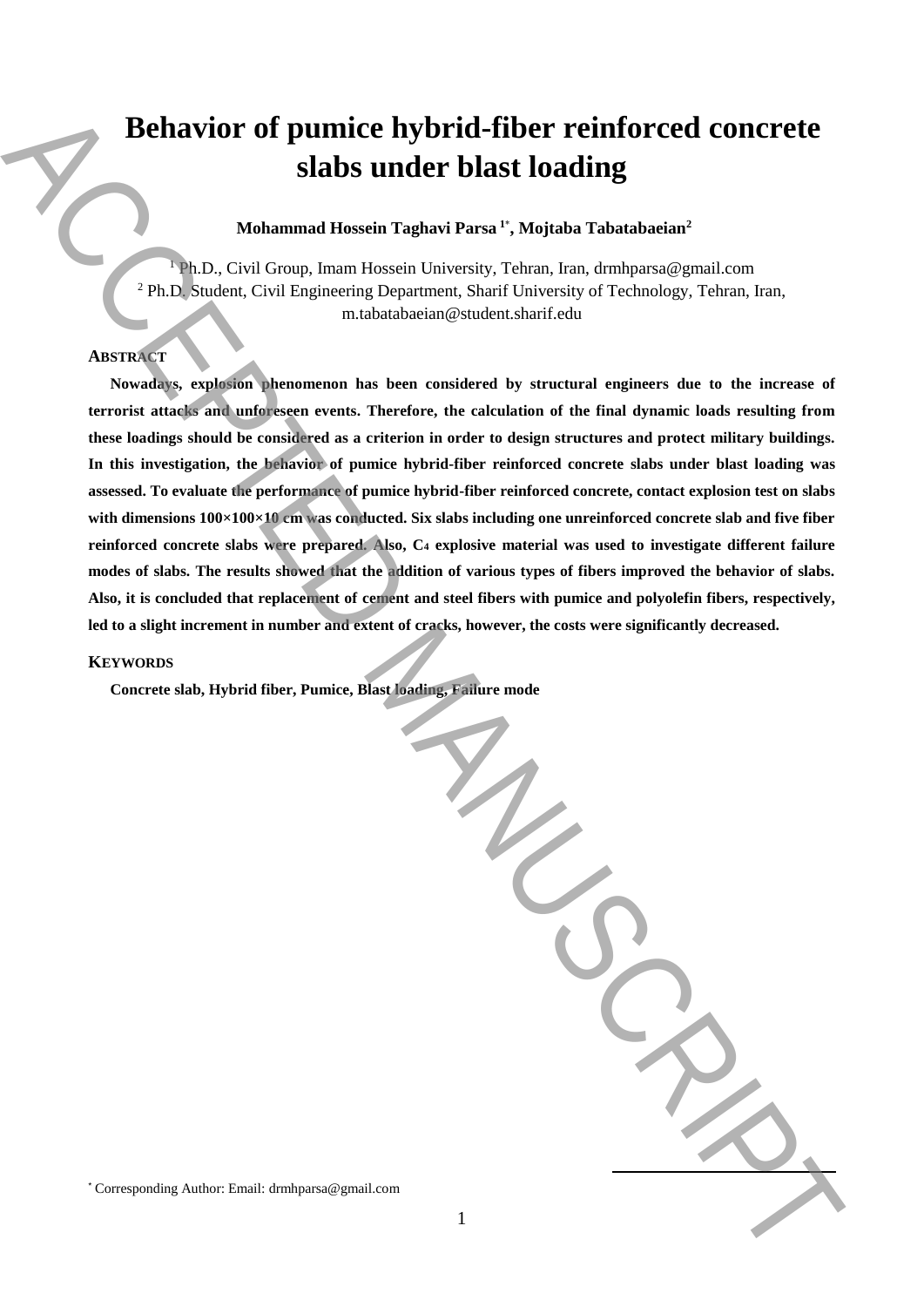# Behavior of pumice hybrid-fiber reinforced concrete slabs under blast loading

**Mohammad Hossein Taghavi Parsa [1*], Mojtaba Tabatabaeian[2]**

[1] Ph.D., Civil Group, Imam Hossein University, Tehran, Iran, drmhparsa@gmail.com
[2] Ph.D. Student, Civil Engineering Department, Sharif University of Technology, Tehran, Iran, m.tabatabaeian@student.sharif.edu

## ABSTRACT

**Nowadays, explosion phenomenon has been considered by structural engineers due to the increase of terrorist attacks and unforeseen events. Therefore, the calculation of the final dynamic loads resulting from these loadings should be considered as a criterion in order to design structures and protect military buildings. In this investigation, the behavior of pumice hybrid-fiber reinforced concrete slabs under blast loading was assessed. To evaluate the performance of pumice hybrid-fiber reinforced concrete, contact explosion test on slabs with dimensions 100×100×10 cm was conducted. Six slabs including one unreinforced concrete slab and five fiber reinforced concrete slabs were prepared. Also, $C_4$ explosive material was used to investigate different failure modes of slabs. The results showed that the addition of various types of fibers improved the behavior of slabs. Also, it is concluded that replacement of cement and steel fibers with pumice and polyolefin fibers, respectively, led to a slight increment in number and extent of cracks, however, the costs were significantly decreased.**

## KEYWORDS

**Concrete slab, Hybrid fiber, Pumice, Blast loading, Failure mode**

[*] Corresponding Author: Email: drmhparsa@gmail.com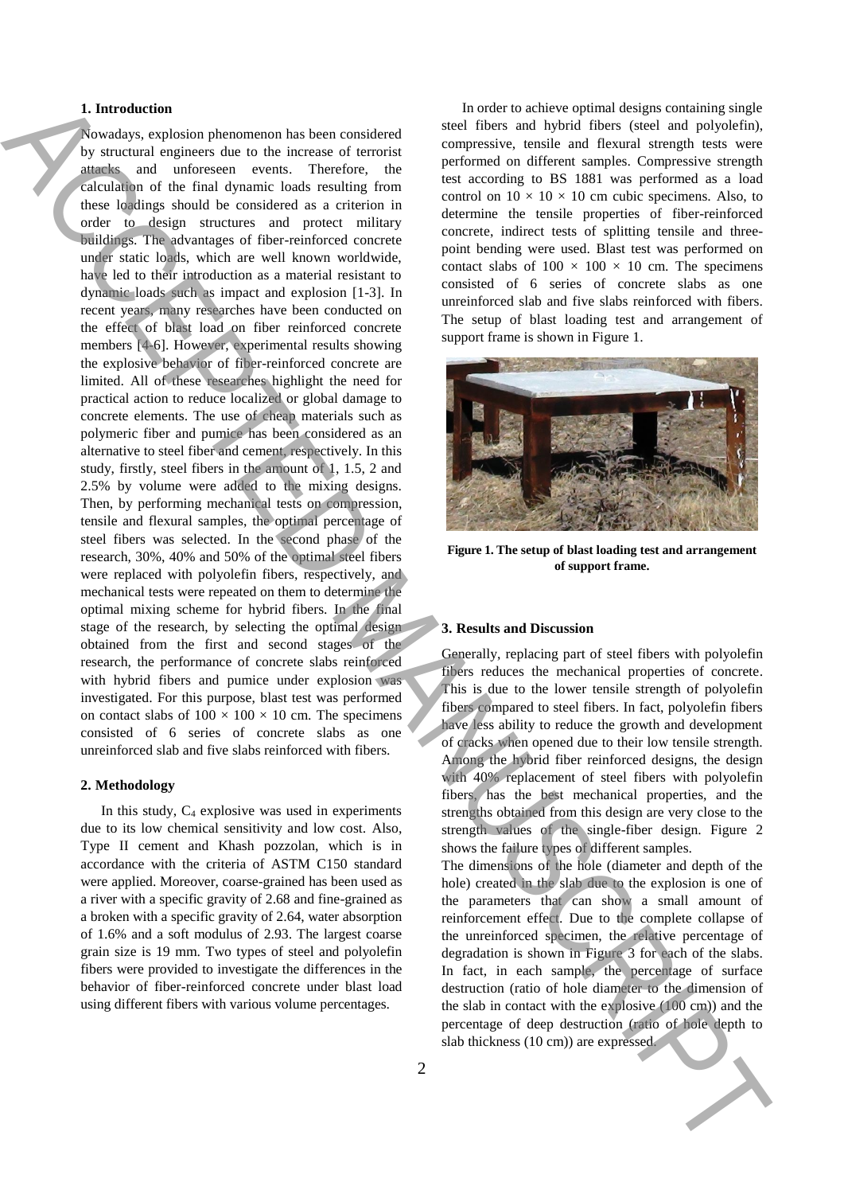## 1. Introduction

Nowadays, explosion phenomenon has been considered by structural engineers due to the increase of terrorist attacks and unforeseen events. Therefore, the calculation of the final dynamic loads resulting from these loadings should be considered as a criterion in order to design structures and protect military buildings. The advantages of fiber-reinforced concrete under static loads, which are well known worldwide, have led to their introduction as a material resistant to dynamic loads such as impact and explosion [1-3]. In recent years, many researches have been conducted on the effect of blast load on fiber reinforced concrete members [4-6]. However, experimental results showing the explosive behavior of fiber-reinforced concrete are limited. All of these researches highlight the need for practical action to reduce localized or global damage to concrete elements. The use of cheap materials such as polymeric fiber and pumice has been considered as an alternative to steel fiber and cement, respectively. In this study, firstly, steel fibers in the amount of 1, 1.5, 2 and 2.5% by volume were added to the mixing designs. Then, by performing mechanical tests on compression, tensile and flexural samples, the optimal percentage of steel fibers was selected. In the second phase of the research, 30%, 40% and 50% of the optimal steel fibers were replaced with polyolefin fibers, respectively, and mechanical tests were repeated on them to determine the optimal mixing scheme for hybrid fibers. In the final stage of the research, by selecting the optimal design obtained from the first and second stages of the research, the performance of concrete slabs reinforced with hybrid fibers and pumice under explosion was investigated. For this purpose, blast test was performed on contact slabs of 100 × 100 × 10 cm. The specimens consisted of 6 series of concrete slabs as one unreinforced slab and five slabs reinforced with fibers.

## 2. Methodology

In this study, $C_4$ explosive was used in experiments due to its low chemical sensitivity and low cost. Also, Type II cement and Khash pozzolan, which is in accordance with the criteria of ASTM C150 standard were applied. Moreover, coarse-grained has been used as a river with a specific gravity of 2.68 and fine-grained as a broken with a specific gravity of 2.64, water absorption of 1.6% and a soft modulus of 2.93. The largest coarse grain size is 19 mm. Two types of steel and polyolefin fibers were provided to investigate the differences in the behavior of fiber-reinforced concrete under blast load using different fibers with various volume percentages.

In order to achieve optimal designs containing single steel fibers and hybrid fibers (steel and polyolefin), compressive, tensile and flexural strength tests were performed on different samples. Compressive strength test according to BS 1881 was performed as a load control on 10 × 10 × 10 cm cubic specimens. Also, to determine the tensile properties of fiber-reinforced concrete, indirect tests of splitting tensile and three-point bending were used. Blast test was performed on contact slabs of 100 × 100 × 10 cm. The specimens consisted of 6 series of concrete slabs as one unreinforced slab and five slabs reinforced with fibers. The setup of blast loading test and arrangement of support frame is shown in Figure 1.

**Figure 1. The setup of blast loading test and arrangement of support frame.**

## 3. Results and Discussion

Generally, replacing part of steel fibers with polyolefin fibers reduces the mechanical properties of concrete. This is due to the lower tensile strength of polyolefin fibers compared to steel fibers. In fact, polyolefin fibers have less ability to reduce the growth and development of cracks when opened due to their low tensile strength. Among the hybrid fiber reinforced designs, the design with 40% replacement of steel fibers with polyolefin fibers, has the best mechanical properties, and the strengths obtained from this design are very close to the strength values of the single-fiber design. Figure 2 shows the failure types of different samples.

The dimensions of the hole (diameter and depth of the hole) created in the slab due to the explosion is one of the parameters that can show a small amount of reinforcement effect. Due to the complete collapse of the unreinforced specimen, the relative percentage of degradation is shown in Figure 3 for each of the slabs. In fact, in each sample, the percentage of surface destruction (ratio of hole diameter to the dimension of the slab in contact with the explosive (100 cm)) and the percentage of deep destruction (ratio of hole depth to slab thickness (10 cm)) are expressed.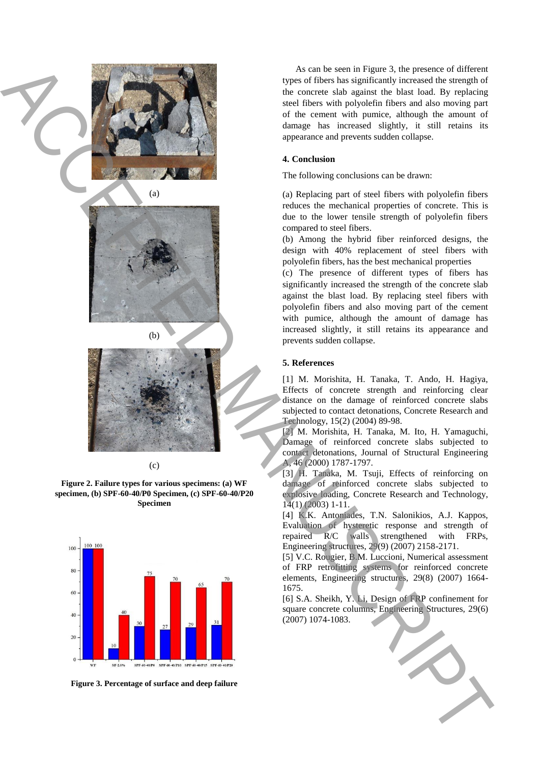(a)

(b)

(c)

**Figure 2. Failure types for various specimens: (a) WF specimen, (b) SPF-60-40/P0 Specimen, (c) SPF-60-40/P20 Specimen**

100 100
80
60
40
20
0

100 100
10 40
30 75
27 70
29 65
31 70

WF SF-2.0% SPF-60-40/P0 SPF-60-40/P10 SPF-60-40/P15 SPF-60-40/P20

**Figure 3. Percentage of surface and deep failure**

As can be seen in Figure 3, the presence of different types of fibers has significantly increased the strength of the concrete slab against the blast load. By replacing steel fibers with polyolefin fibers and also moving part of the cement with pumice, although the amount of damage has increased slightly, it still retains its appearance and prevents sudden collapse.

## 4. Conclusion

The following conclusions can be drawn:

(a) Replacing part of steel fibers with polyolefin fibers reduces the mechanical properties of concrete. This is due to the lower tensile strength of polyolefin fibers compared to steel fibers.

(b) Among the hybrid fiber reinforced designs, the design with 40% replacement of steel fibers with polyolefin fibers, has the best mechanical properties

(c) The presence of different types of fibers has significantly increased the strength of the concrete slab against the blast load. By replacing steel fibers with polyolefin fibers and also moving part of the cement with pumice, although the amount of damage has increased slightly, it still retains its appearance and prevents sudden collapse.

## 5. References

[1] M. Morishita, H. Tanaka, T. Ando, H. Hagiya, Effects of concrete strength and reinforcing clear distance on the damage of reinforced concrete slabs subjected to contact detonations, Concrete Research and Technology, 15(2) (2004) 89-98.

[2] M. Morishita, H. Tanaka, M. Ito, H. Yamaguchi, Damage of reinforced concrete slabs subjected to contact detonations, Journal of Structural Engineering A, 46 (2000) 1787-1797.

[3] H. Tanaka, M. Tsuji, Effects of reinforcing on damage of reinforced concrete slabs subjected to explosive loading, Concrete Research and Technology, 14(1) (2003) 1-11.

[4] K.K. Antoniades, T.N. Salonikios, A.J. Kappos, Evaluation of hysteretic response and strength of repaired R/C walls strengthened with FRPs, Engineering structures, 29(9) (2007) 2158-2171.

[5] V.C. Rougier, B.M. Luccioni, Numerical assessment of FRP retrofitting systems for reinforced concrete elements, Engineering structures, 29(8) (2007) 1664-1675.

[6] S.A. Sheikh, Y. Li, Design of FRP confinement for square concrete columns, Engineering Structures, 29(6) (2007) 1074-1083.